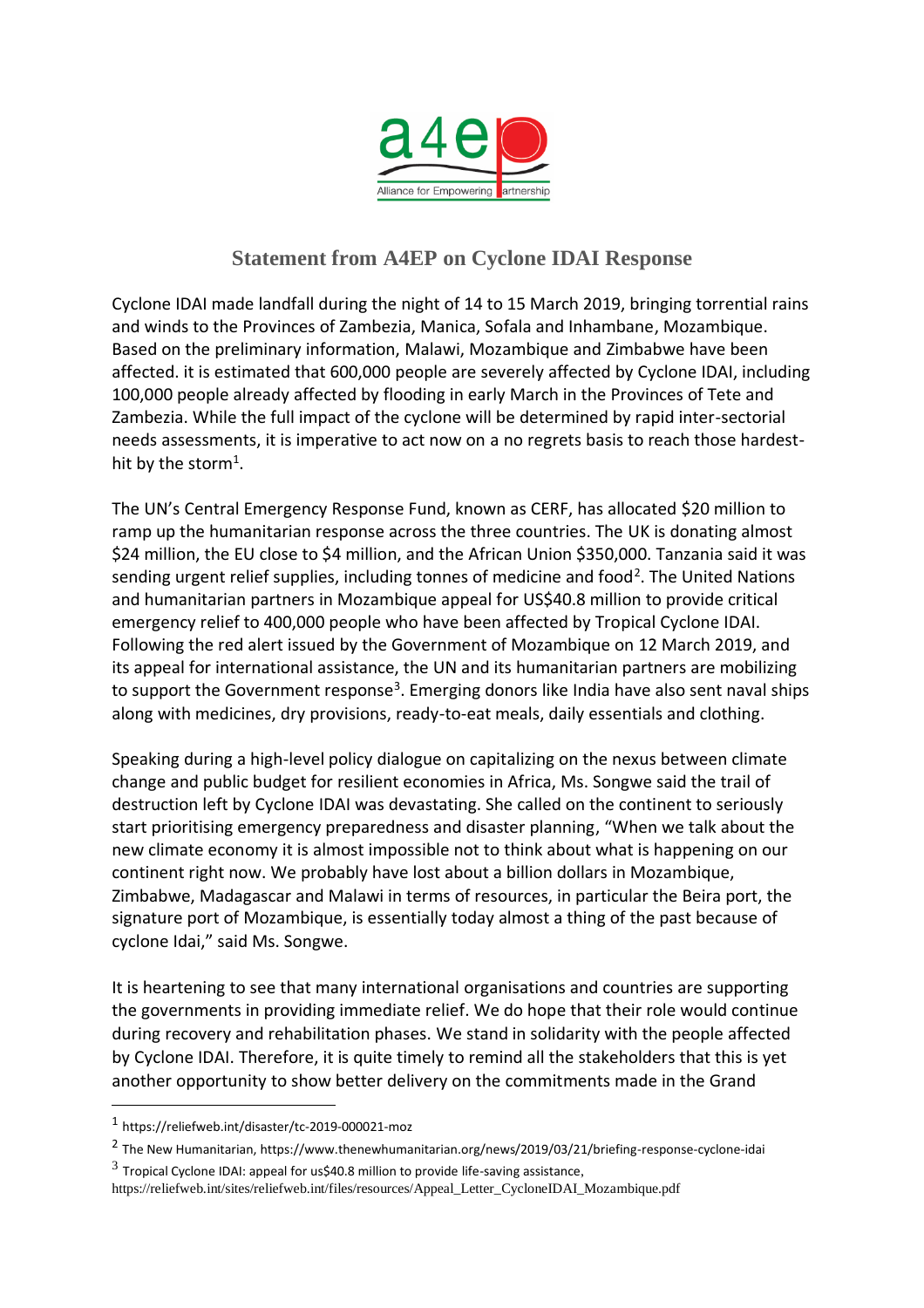# Statement from A4EP on Cyclone IDAI Response

Cyclone IDAI made landfall during the night of 14 to 15 March 2019, bringing torrential rains and winds to the Provinces of Zambezia, Manica, Sofala and Inhambane, Mozambique. Based on the preliminary information, Malawi, Mozambique and Zimbabwe have been affected. it is estimated that 600,000 people are severely affected by Cyclone IDAI, including 100,000 people already affected by flooding in early March in the Provinces of Tete and Zambezia. While the full impact of the cyclone will be determined by rapid inter-sectorial needs assessments, it is imperative to act now on a no regrets basis to reach those hardest-hit by the storm[1].

The UN's Central Emergency Response Fund, known as CERF, has allocated $20 million to ramp up the humanitarian response across the three countries. The UK is donating almost $24 million, the EU close to $4 million, and the African Union $350,000. Tanzania said it was sending urgent relief supplies, including tonnes of medicine and food[2]. The United Nations and humanitarian partners in Mozambique appeal for US$40.8 million to provide critical emergency relief to 400,000 people who have been affected by Tropical Cyclone IDAI. Following the red alert issued by the Government of Mozambique on 12 March 2019, and its appeal for international assistance, the UN and its humanitarian partners are mobilizing to support the Government response[3]. Emerging donors like India have also sent naval ships along with medicines, dry provisions, ready-to-eat meals, daily essentials and clothing.

Speaking during a high-level policy dialogue on capitalizing on the nexus between climate change and public budget for resilient economies in Africa, Ms. Songwe said the trail of destruction left by Cyclone IDAI was devastating. She called on the continent to seriously start prioritising emergency preparedness and disaster planning, "When we talk about the new climate economy it is almost impossible not to think about what is happening on our continent right now. We probably have lost about a billion dollars in Mozambique, Zimbabwe, Madagascar and Malawi in terms of resources, in particular the Beira port, the signature port of Mozambique, is essentially today almost a thing of the past because of cyclone Idai," said Ms. Songwe.

It is heartening to see that many international organisations and countries are supporting the governments in providing immediate relief. We do hope that their role would continue during recovery and rehabilitation phases. We stand in solidarity with the people affected by Cyclone IDAI. Therefore, it is quite timely to remind all the stakeholders that this is yet another opportunity to show better delivery on the commitments made in the Grand

---

[1] https://reliefweb.int/disaster/tc-2019-000021-moz

[2] The New Humanitarian, https://www.thenewhumanitarian.org/news/2019/03/21/briefing-response-cyclone-idai

[3] Tropical Cyclone IDAI: appeal for us$40.8 million to provide life-saving assistance, https://reliefweb.int/sites/reliefweb.int/files/resources/Appeal_Letter_CycloneIDAI_Mozambique.pdf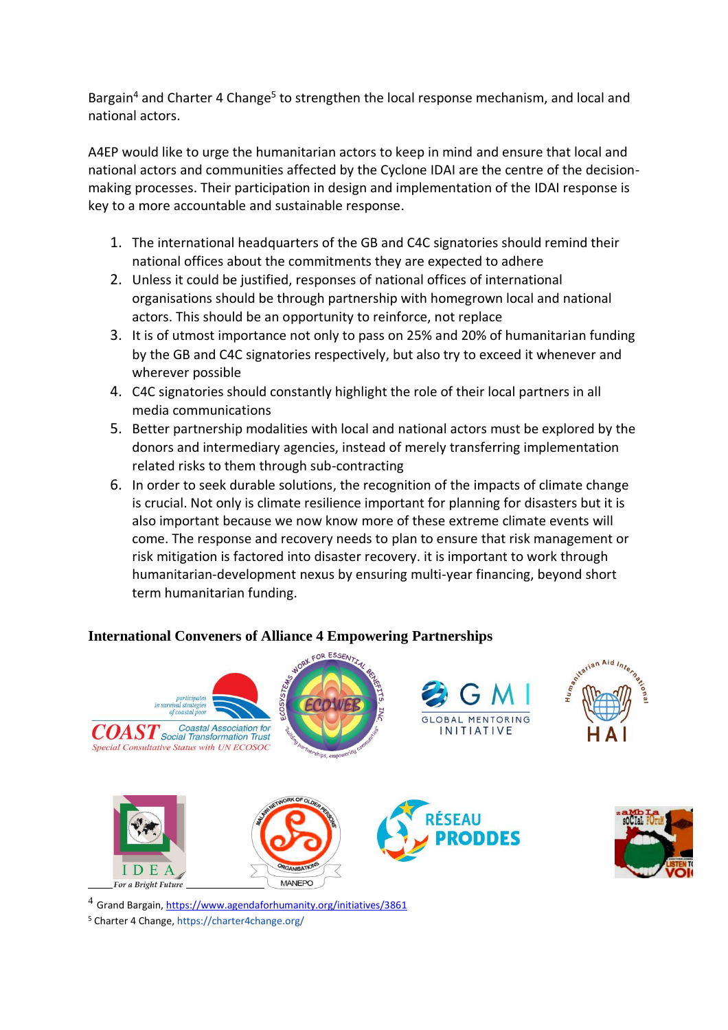Bargain[4] and Charter 4 Change[5] to strengthen the local response mechanism, and local and national actors.

A4EP would like to urge the humanitarian actors to keep in mind and ensure that local and national actors and communities affected by the Cyclone IDAI are the centre of the decision-making processes. Their participation in design and implementation of the IDAI response is key to a more accountable and sustainable response.

1. The international headquarters of the GB and C4C signatories should remind their national offices about the commitments they are expected to adhere
2. Unless it could be justified, responses of national offices of international organisations should be through partnership with homegrown local and national actors. This should be an opportunity to reinforce, not replace
3. It is of utmost importance not only to pass on 25% and 20% of humanitarian funding by the GB and C4C signatories respectively, but also try to exceed it whenever and wherever possible
4. C4C signatories should constantly highlight the role of their local partners in all media communications
5. Better partnership modalities with local and national actors must be explored by the donors and intermediary agencies, instead of merely transferring implementation related risks to them through sub-contracting
6. In order to seek durable solutions, the recognition of the impacts of climate change is crucial. Not only is climate resilience important for planning for disasters but it is also important because we now know more of these extreme climate events will come. The response and recovery needs to plan to ensure that risk management or risk mitigation is factored into disaster recovery. it is important to work through humanitarian-development nexus by ensuring multi-year financing, beyond short term humanitarian funding.

**International Conveners of Alliance 4 Empowering Partnerships**

[4] Grand Bargain, https://www.agendaforhumanity.org/initiatives/3861

[5] Charter 4 Change, https://charter4change.org/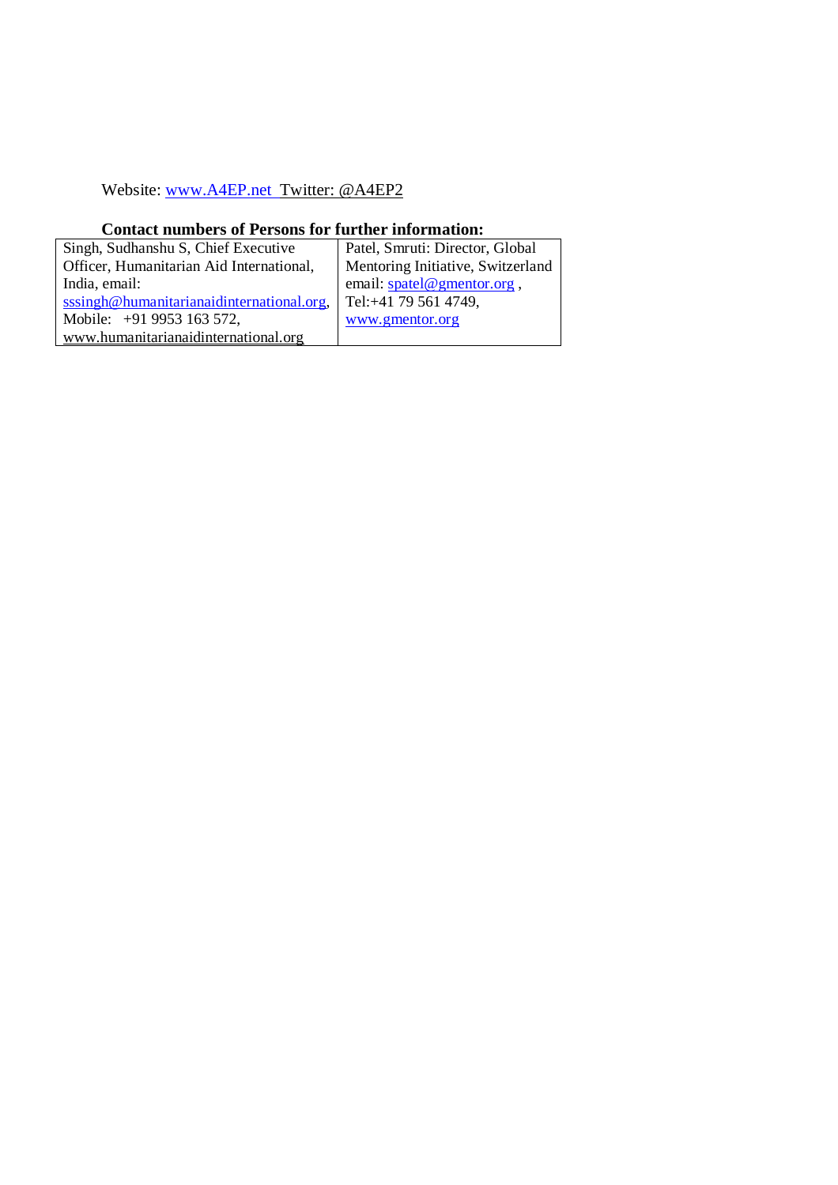Website: www.A4EP.net Twitter: @A4EP2

**Contact numbers of Persons for further information:**

| | |
|---|---|
| Singh, Sudhanshu S, Chief Executive Officer, Humanitarian Aid International, India, email: sssingh@humanitarianaidinternational.org, Mobile: +91 9953 163 572, www.humanitarianaidinternational.org | Patel, Smruti: Director, Global Mentoring Initiative, Switzerland email: spatel@gmentor.org , Tel:+41 79 561 4749, www.gmentor.org |